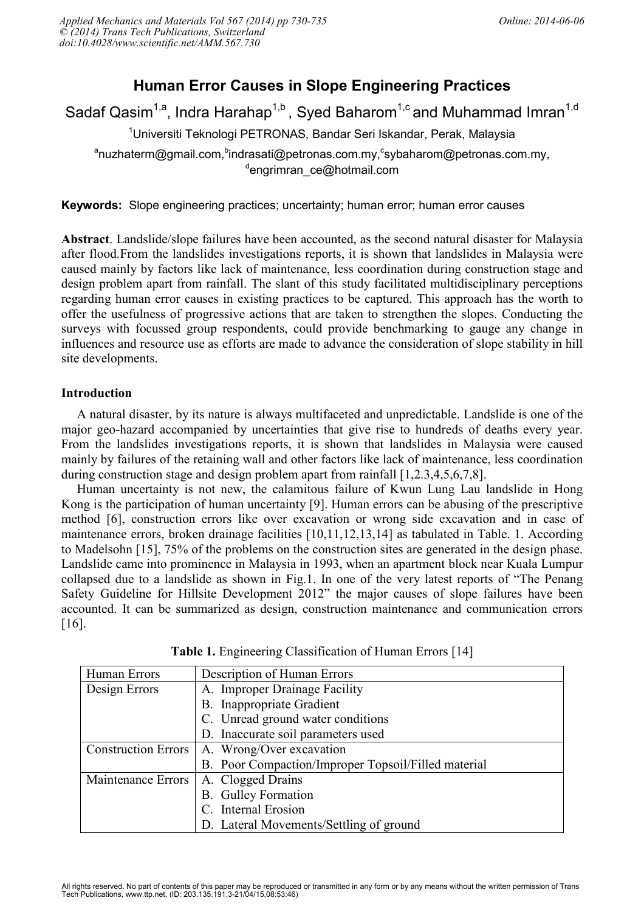# Human Error Causes in Slope Engineering Practices

Sadaf Qasim[1,a], Indra Harahap[1,b], Syed Baharom[1,c] and Muhammad Imran[1,d]

[1]Universiti Teknologi PETRONAS, Bandar Seri Iskandar, Perak, Malaysia

[a]nuzhaterm@gmail.com, [b]indrasati@petronas.com.my, [c]sybaharom@petronas.com.my, [d]engrimran_ce@hotmail.com

**Keywords:** Slope engineering practices; uncertainty; human error; human error causes

**Abstract**. Landslide/slope failures have been accounted, as the second natural disaster for Malaysia after flood.From the landslides investigations reports, it is shown that landslides in Malaysia were caused mainly by factors like lack of maintenance, less coordination during construction stage and design problem apart from rainfall. The slant of this study facilitated multidisciplinary perceptions regarding human error causes in existing practices to be captured. This approach has the worth to offer the usefulness of progressive actions that are taken to strengthen the slopes. Conducting the surveys with focussed group respondents, could provide benchmarking to gauge any change in influences and resource use as efforts are made to advance the consideration of slope stability in hill site developments.

## Introduction

A natural disaster, by its nature is always multifaceted and unpredictable. Landslide is one of the major geo-hazard accompanied by uncertainties that give rise to hundreds of deaths every year. From the landslides investigations reports, it is shown that landslides in Malaysia were caused mainly by failures of the retaining wall and other factors like lack of maintenance, less coordination during construction stage and design problem apart from rainfall [1,2.3,4,5,6,7,8].

Human uncertainty is not new, the calamitous failure of Kwun Lung Lau landslide in Hong Kong is the participation of human uncertainty [9]. Human errors can be abusing of the prescriptive method [6], construction errors like over excavation or wrong side excavation and in case of maintenance errors, broken drainage facilities [10,11,12,13,14] as tabulated in Table. 1. According to Madelsohn [15], 75% of the problems on the construction sites are generated in the design phase. Landslide came into prominence in Malaysia in 1993, when an apartment block near Kuala Lumpur collapsed due to a landslide as shown in Fig.1. In one of the very latest reports of "The Penang Safety Guideline for Hillsite Development 2012" the major causes of slope failures have been accounted. It can be summarized as design, construction maintenance and communication errors [16].

**Table 1.** Engineering Classification of Human Errors [14]

| Human Errors | Description of Human Errors |
| --- | --- |
| Design Errors | A. Improper Drainage Facility |
| | B. Inappropriate Gradient |
| | C. Unread ground water conditions |
| | D. Inaccurate soil parameters used |
| Construction Errors | A. Wrong/Over excavation |
| | B. Poor Compaction/Improper Topsoil/Filled material |
| Maintenance Errors | A. Clogged Drains |
| | B. Gulley Formation |
| | C. Internal Erosion |
| | D. Lateral Movements/Settling of ground |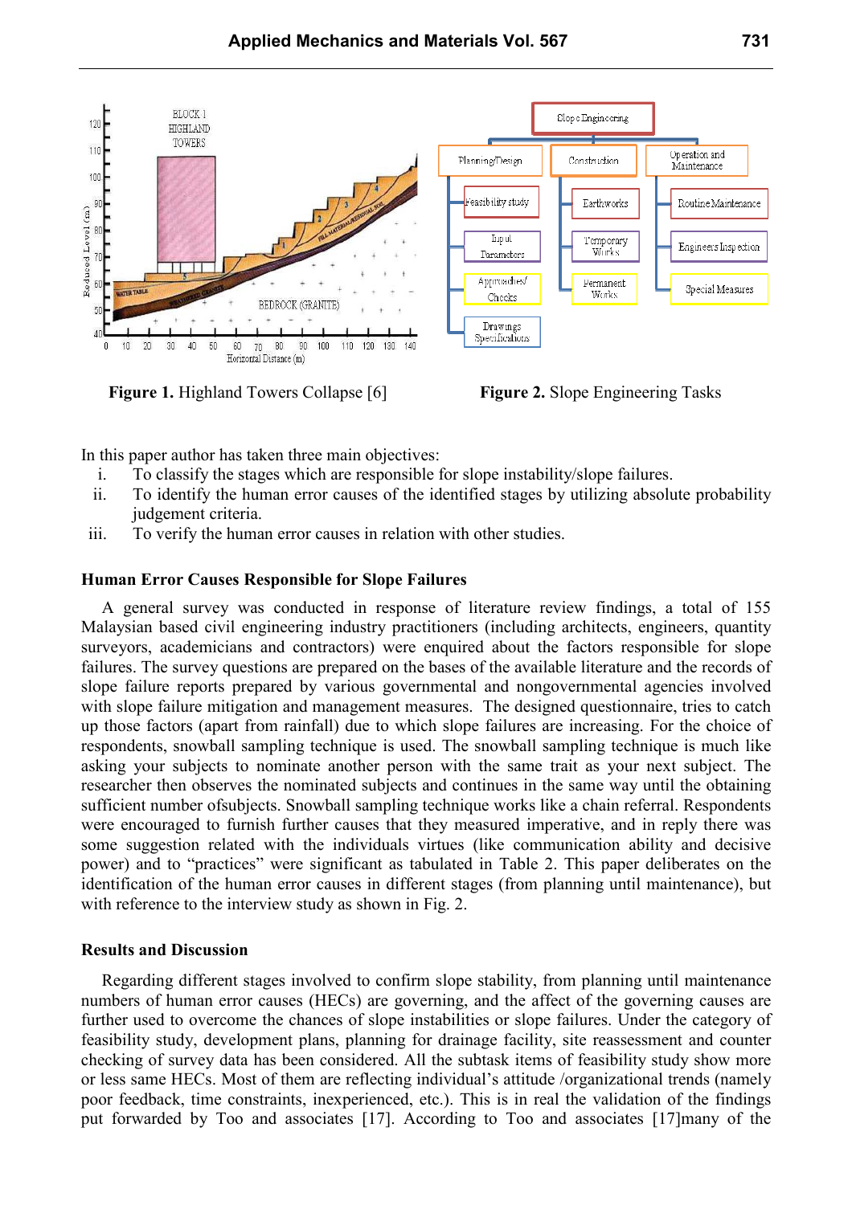Figure 1. Highland Towers Collapse [6]

Figure 2. Slope Engineering Tasks

In this paper author has taken three main objectives:

i. To classify the stages which are responsible for slope instability/slope failures.
ii. To identify the human error causes of the identified stages by utilizing absolute probability judgement criteria.
iii. To verify the human error causes in relation with other studies.

## Human Error Causes Responsible for Slope Failures

A general survey was conducted in response of literature review findings, a total of 155 Malaysian based civil engineering industry practitioners (including architects, engineers, quantity surveyors, academicians and contractors) were enquired about the factors responsible for slope failures. The survey questions are prepared on the bases of the available literature and the records of slope failure reports prepared by various governmental and nongovernmental agencies involved with slope failure mitigation and management measures. The designed questionnaire, tries to catch up those factors (apart from rainfall) due to which slope failures are increasing. For the choice of respondents, snowball sampling technique is used. The snowball sampling technique is much like asking your subjects to nominate another person with the same trait as your next subject. The researcher then observes the nominated subjects and continues in the same way until the obtaining sufficient number ofsubjects. Snowball sampling technique works like a chain referral. Respondents were encouraged to furnish further causes that they measured imperative, and in reply there was some suggestion related with the individuals virtues (like communication ability and decisive power) and to "practices" were significant as tabulated in Table 2. This paper deliberates on the identification of the human error causes in different stages (from planning until maintenance), but with reference to the interview study as shown in Fig. 2.

## Results and Discussion

Regarding different stages involved to confirm slope stability, from planning until maintenance numbers of human error causes (HECs) are governing, and the affect of the governing causes are further used to overcome the chances of slope instabilities or slope failures. Under the category of feasibility study, development plans, planning for drainage facility, site reassessment and counter checking of survey data has been considered. All the subtask items of feasibility study show more or less same HECs. Most of them are reflecting individual's attitude /organizational trends (namely poor feedback, time constraints, inexperienced, etc.). This is in real the validation of the findings put forwarded by Too and associates [17]. According to Too and associates [17]many of the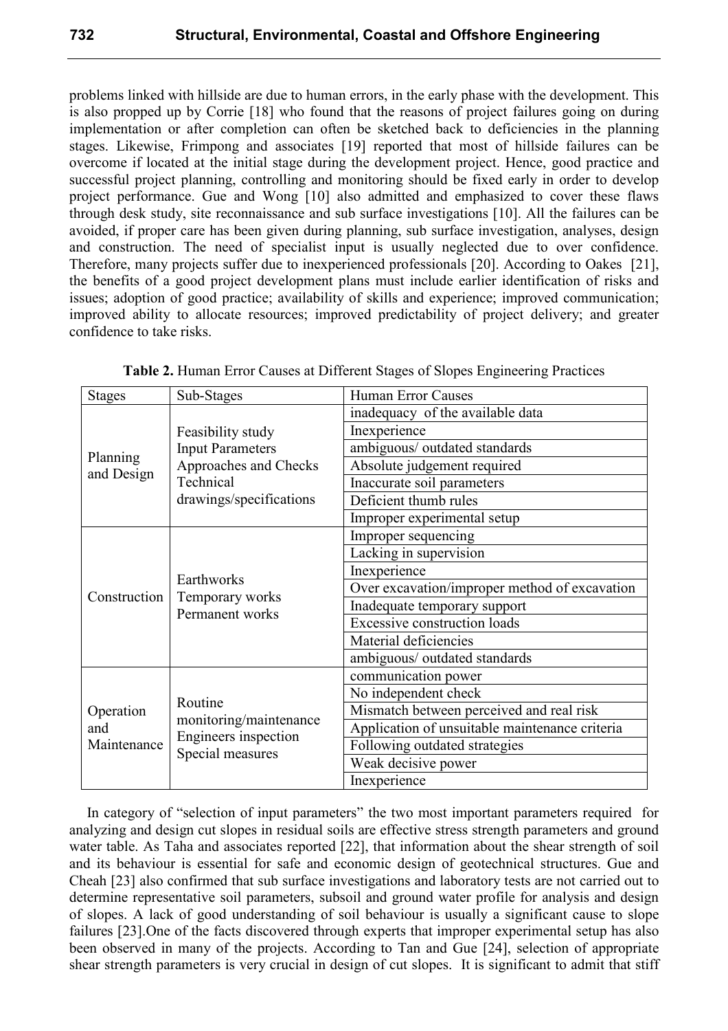problems linked with hillside are due to human errors, in the early phase with the development. This is also propped up by Corrie [18] who found that the reasons of project failures going on during implementation or after completion can often be sketched back to deficiencies in the planning stages. Likewise, Frimpong and associates [19] reported that most of hillside failures can be overcome if located at the initial stage during the development project. Hence, good practice and successful project planning, controlling and monitoring should be fixed early in order to develop project performance. Gue and Wong [10] also admitted and emphasized to cover these flaws through desk study, site reconnaissance and sub surface investigations [10]. All the failures can be avoided, if proper care has been given during planning, sub surface investigation, analyses, design and construction. The need of specialist input is usually neglected due to over confidence. Therefore, many projects suffer due to inexperienced professionals [20]. According to Oakes [21], the benefits of a good project development plans must include earlier identification of risks and issues; adoption of good practice; availability of skills and experience; improved communication; improved ability to allocate resources; improved predictability of project delivery; and greater confidence to take risks.

**Table 2.** Human Error Causes at Different Stages of Slopes Engineering Practices

| Stages | Sub-Stages | Human Error Causes |
|---|---|---|
| Planning and Design | Feasibility study<br>Input Parameters<br>Approaches and Checks<br>Technical drawings/specifications | inadequacy of the available data |
| | | Inexperience |
| | | ambiguous/ outdated standards |
| | | Absolute judgement required |
| | | Inaccurate soil parameters |
| | | Deficient thumb rules |
| | | Improper experimental setup |
| Construction | Earthworks<br>Temporary works<br>Permanent works | Improper sequencing |
| | | Lacking in supervision |
| | | Inexperience |
| | | Over excavation/improper method of excavation |
| | | Inadequate temporary support |
| | | Excessive construction loads |
| | | Material deficiencies |
| | | ambiguous/ outdated standards |
| Operation and Maintenance | Routine monitoring/maintenance<br>Engineers inspection<br>Special measures | communication power |
| | | No independent check |
| | | Mismatch between perceived and real risk |
| | | Application of unsuitable maintenance criteria |
| | | Following outdated strategies |
| | | Weak decisive power |
| | | Inexperience |

In category of "selection of input parameters" the two most important parameters required for analyzing and design cut slopes in residual soils are effective stress strength parameters and ground water table. As Taha and associates reported [22], that information about the shear strength of soil and its behaviour is essential for safe and economic design of geotechnical structures. Gue and Cheah [23] also confirmed that sub surface investigations and laboratory tests are not carried out to determine representative soil parameters, subsoil and ground water profile for analysis and design of slopes. A lack of good understanding of soil behaviour is usually a significant cause to slope failures [23].One of the facts discovered through experts that improper experimental setup has also been observed in many of the projects. According to Tan and Gue [24], selection of appropriate shear strength parameters is very crucial in design of cut slopes. It is significant to admit that stiff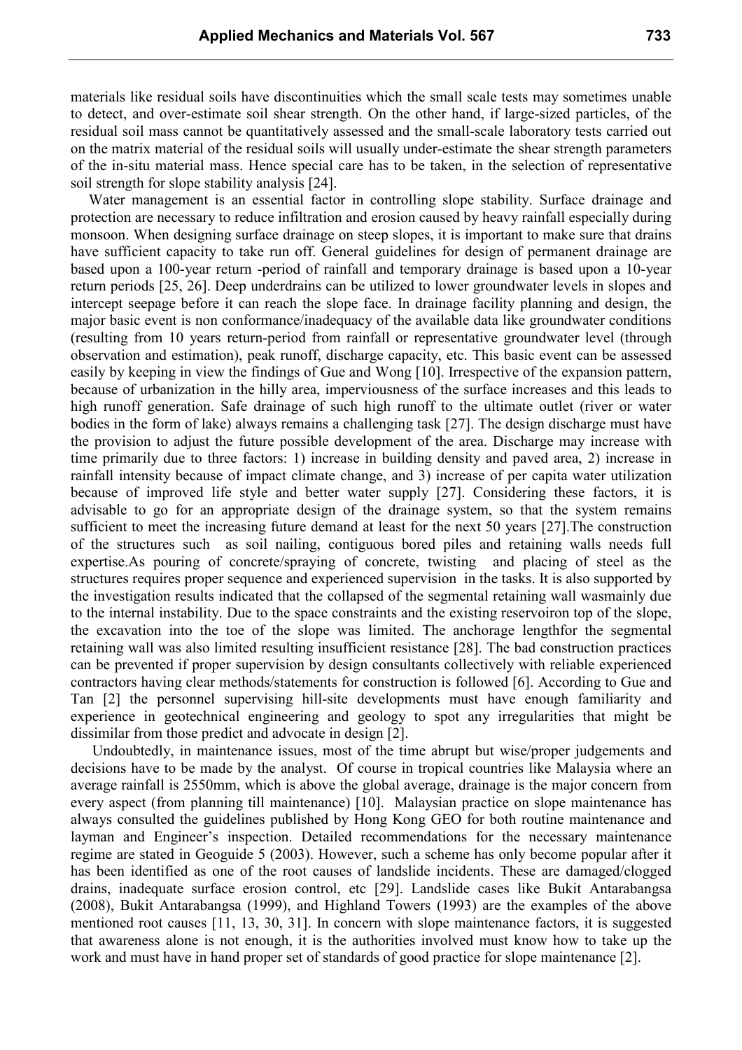materials like residual soils have discontinuities which the small scale tests may sometimes unable to detect, and over-estimate soil shear strength. On the other hand, if large-sized particles, of the residual soil mass cannot be quantitatively assessed and the small-scale laboratory tests carried out on the matrix material of the residual soils will usually under-estimate the shear strength parameters of the in-situ material mass. Hence special care has to be taken, in the selection of representative soil strength for slope stability analysis [24].

Water management is an essential factor in controlling slope stability. Surface drainage and protection are necessary to reduce infiltration and erosion caused by heavy rainfall especially during monsoon. When designing surface drainage on steep slopes, it is important to make sure that drains have sufficient capacity to take run off. General guidelines for design of permanent drainage are based upon a 100-year return -period of rainfall and temporary drainage is based upon a 10-year return periods [25, 26]. Deep underdrains can be utilized to lower groundwater levels in slopes and intercept seepage before it can reach the slope face. In drainage facility planning and design, the major basic event is non conformance/inadequacy of the available data like groundwater conditions (resulting from 10 years return-period from rainfall or representative groundwater level (through observation and estimation), peak runoff, discharge capacity, etc. This basic event can be assessed easily by keeping in view the findings of Gue and Wong [10]. Irrespective of the expansion pattern, because of urbanization in the hilly area, imperviousness of the surface increases and this leads to high runoff generation. Safe drainage of such high runoff to the ultimate outlet (river or water bodies in the form of lake) always remains a challenging task [27]. The design discharge must have the provision to adjust the future possible development of the area. Discharge may increase with time primarily due to three factors: 1) increase in building density and paved area, 2) increase in rainfall intensity because of impact climate change, and 3) increase of per capita water utilization because of improved life style and better water supply [27]. Considering these factors, it is advisable to go for an appropriate design of the drainage system, so that the system remains sufficient to meet the increasing future demand at least for the next 50 years [27].The construction of the structures such as soil nailing, contiguous bored piles and retaining walls needs full expertise.As pouring of concrete/spraying of concrete, twisting and placing of steel as the structures requires proper sequence and experienced supervision in the tasks. It is also supported by the investigation results indicated that the collapsed of the segmental retaining wall wasmainly due to the internal instability. Due to the space constraints and the existing reservoiron top of the slope, the excavation into the toe of the slope was limited. The anchorage lengthfor the segmental retaining wall was also limited resulting insufficient resistance [28]. The bad construction practices can be prevented if proper supervision by design consultants collectively with reliable experienced contractors having clear methods/statements for construction is followed [6]. According to Gue and Tan [2] the personnel supervising hill-site developments must have enough familiarity and experience in geotechnical engineering and geology to spot any irregularities that might be dissimilar from those predict and advocate in design [2].

Undoubtedly, in maintenance issues, most of the time abrupt but wise/proper judgements and decisions have to be made by the analyst. Of course in tropical countries like Malaysia where an average rainfall is 2550mm, which is above the global average, drainage is the major concern from every aspect (from planning till maintenance) [10]. Malaysian practice on slope maintenance has always consulted the guidelines published by Hong Kong GEO for both routine maintenance and layman and Engineer's inspection. Detailed recommendations for the necessary maintenance regime are stated in Geoguide 5 (2003). However, such a scheme has only become popular after it has been identified as one of the root causes of landslide incidents. These are damaged/clogged drains, inadequate surface erosion control, etc [29]. Landslide cases like Bukit Antarabangsa (2008), Bukit Antarabangsa (1999), and Highland Towers (1993) are the examples of the above mentioned root causes [11, 13, 30, 31]. In concern with slope maintenance factors, it is suggested that awareness alone is not enough, it is the authorities involved must know how to take up the work and must have in hand proper set of standards of good practice for slope maintenance [2].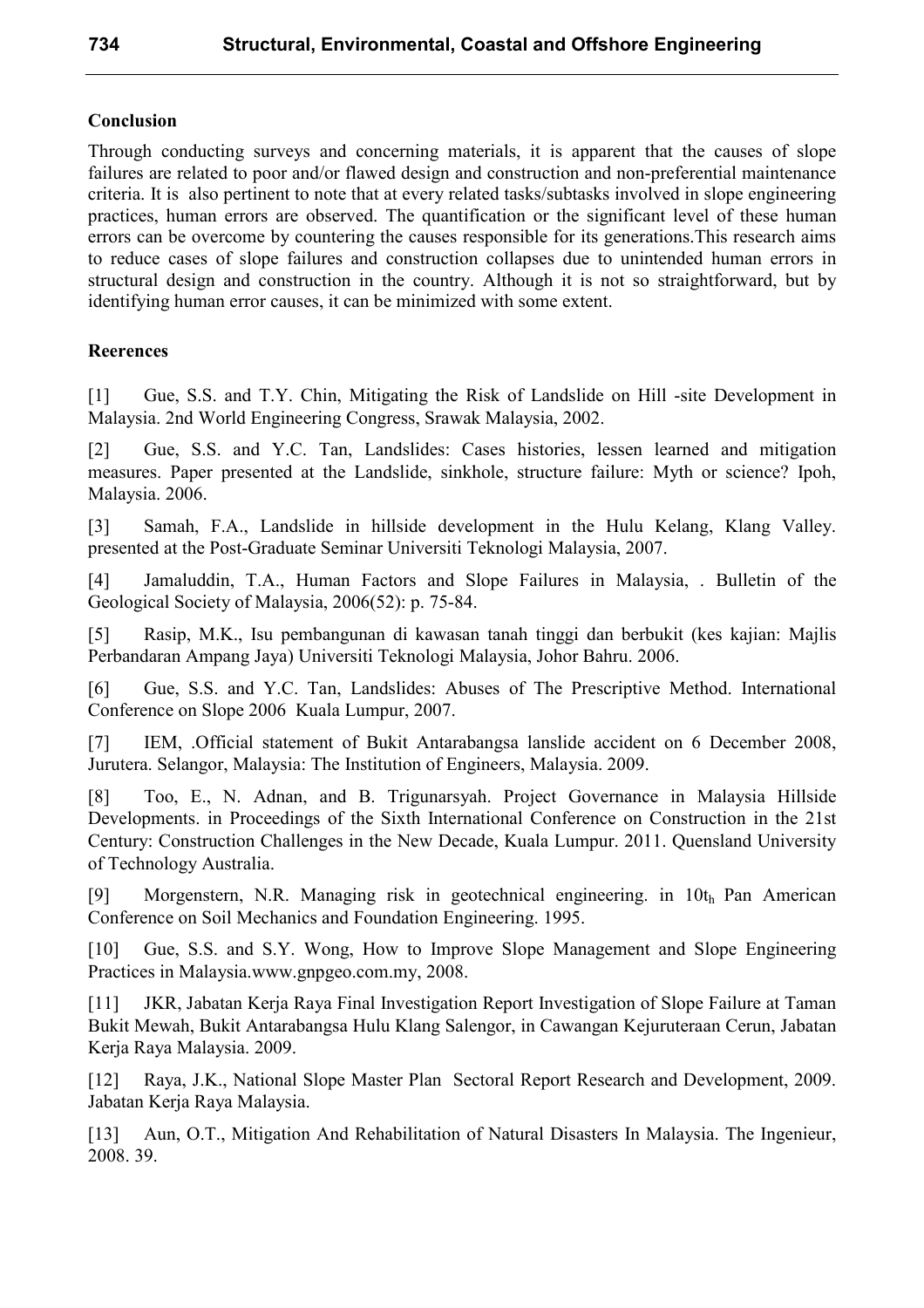## Conclusion

Through conducting surveys and concerning materials, it is apparent that the causes of slope failures are related to poor and/or flawed design and construction and non-preferential maintenance criteria. It is also pertinent to note that at every related tasks/subtasks involved in slope engineering practices, human errors are observed. The quantification or the significant level of these human errors can be overcome by countering the causes responsible for its generations.This research aims to reduce cases of slope failures and construction collapses due to unintended human errors in structural design and construction in the country. Although it is not so straightforward, but by identifying human error causes, it can be minimized with some extent.

## Reerences

[1] Gue, S.S. and T.Y. Chin, Mitigating the Risk of Landslide on Hill -site Development in Malaysia. 2nd World Engineering Congress, Srawak Malaysia, 2002.

[2] Gue, S.S. and Y.C. Tan, Landslides: Cases histories, lessen learned and mitigation measures. Paper presented at the Landslide, sinkhole, structure failure: Myth or science? Ipoh, Malaysia. 2006.

[3] Samah, F.A., Landslide in hillside development in the Hulu Kelang, Klang Valley. presented at the Post-Graduate Seminar Universiti Teknologi Malaysia, 2007.

[4] Jamaluddin, T.A., Human Factors and Slope Failures in Malaysia, . Bulletin of the Geological Society of Malaysia, 2006(52): p. 75-84.

[5] Rasip, M.K., Isu pembangunan di kawasan tanah tinggi dan berbukit (kes kajian: Majlis Perbandaran Ampang Jaya) Universiti Teknologi Malaysia, Johor Bahru. 2006.

[6] Gue, S.S. and Y.C. Tan, Landslides: Abuses of The Prescriptive Method. International Conference on Slope 2006 Kuala Lumpur, 2007.

[7] IEM, .Official statement of Bukit Antarabangsa lanslide accident on 6 December 2008, Jurutera. Selangor, Malaysia: The Institution of Engineers, Malaysia. 2009.

[8] Too, E., N. Adnan, and B. Trigunarsyah. Project Governance in Malaysia Hillside Developments. in Proceedings of the Sixth International Conference on Construction in the 21st Century: Construction Challenges in the New Decade, Kuala Lumpur. 2011. Quensland University of Technology Australia.

[9] Morgenstern, N.R. Managing risk in geotechnical engineering. in $10t_h$ Pan American Conference on Soil Mechanics and Foundation Engineering. 1995.

[10] Gue, S.S. and S.Y. Wong, How to Improve Slope Management and Slope Engineering Practices in Malaysia.www.gnpgeo.com.my, 2008.

[11] JKR, Jabatan Kerja Raya Final Investigation Report Investigation of Slope Failure at Taman Bukit Mewah, Bukit Antarabangsa Hulu Klang Salengor, in Cawangan Kejuruteraan Cerun, Jabatan Kerja Raya Malaysia. 2009.

[12] Raya, J.K., National Slope Master Plan Sectoral Report Research and Development, 2009. Jabatan Kerja Raya Malaysia.

[13] Aun, O.T., Mitigation And Rehabilitation of Natural Disasters In Malaysia. The Ingenieur, 2008. 39.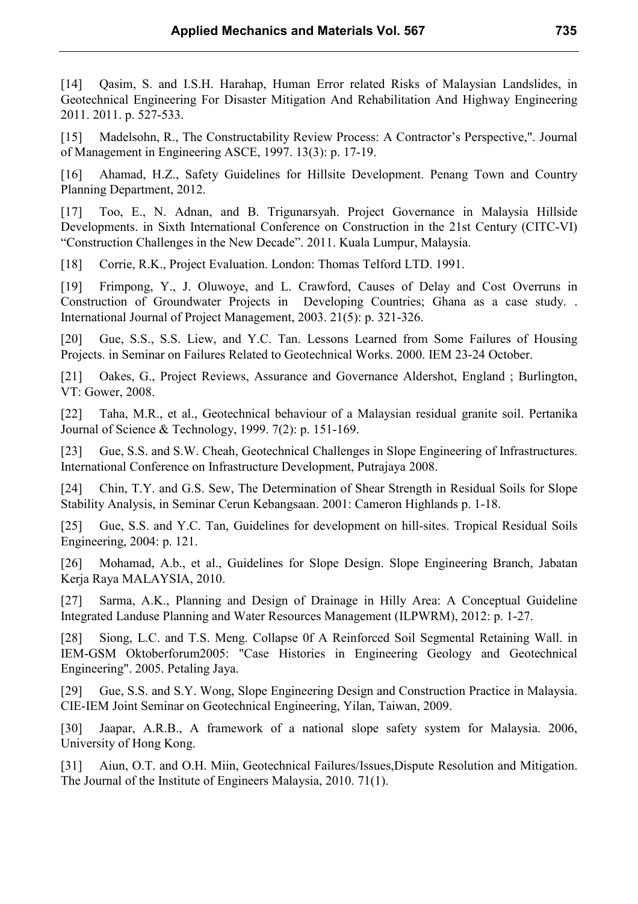[14] Qasim, S. and I.S.H. Harahap, Human Error related Risks of Malaysian Landslides, in Geotechnical Engineering For Disaster Mitigation And Rehabilitation And Highway Engineering 2011. 2011. p. 527-533.

[15] Madelsohn, R., The Constructability Review Process: A Contractor's Perspective,". Journal of Management in Engineering ASCE, 1997. 13(3): p. 17-19.

[16] Ahamad, H.Z., Safety Guidelines for Hillsite Development. Penang Town and Country Planning Department, 2012.

[17] Too, E., N. Adnan, and B. Trigunarsyah. Project Governance in Malaysia Hillside Developments. in Sixth International Conference on Construction in the 21st Century (CITC-VI) "Construction Challenges in the New Decade". 2011. Kuala Lumpur, Malaysia.

[18] Corrie, R.K., Project Evaluation. London: Thomas Telford LTD. 1991.

[19] Frimpong, Y., J. Oluwoye, and L. Crawford, Causes of Delay and Cost Overruns in Construction of Groundwater Projects in Developing Countries; Ghana as a case study. . International Journal of Project Management, 2003. 21(5): p. 321-326.

[20] Gue, S.S., S.S. Liew, and Y.C. Tan. Lessons Learned from Some Failures of Housing Projects. in Seminar on Failures Related to Geotechnical Works. 2000. IEM 23-24 October.

[21] Oakes, G., Project Reviews, Assurance and Governance Aldershot, England ; Burlington, VT: Gower, 2008.

[22] Taha, M.R., et al., Geotechnical behaviour of a Malaysian residual granite soil. Pertanika Journal of Science & Technology, 1999. 7(2): p. 151-169.

[23] Gue, S.S. and S.W. Cheah, Geotechnical Challenges in Slope Engineering of Infrastructures. International Conference on Infrastructure Development, Putrajaya 2008.

[24] Chin, T.Y. and G.S. Sew, The Determination of Shear Strength in Residual Soils for Slope Stability Analysis, in Seminar Cerun Kebangsaan. 2001: Cameron Highlands p. 1-18.

[25] Gue, S.S. and Y.C. Tan, Guidelines for development on hill-sites. Tropical Residual Soils Engineering, 2004: p. 121.

[26] Mohamad, A.b., et al., Guidelines for Slope Design. Slope Engineering Branch, Jabatan Kerja Raya MALAYSIA, 2010.

[27] Sarma, A.K., Planning and Design of Drainage in Hilly Area: A Conceptual Guideline Integrated Landuse Planning and Water Resources Management (ILPWRM), 2012: p. 1-27.

[28] Siong, L.C. and T.S. Meng. Collapse 0f A Reinforced Soil Segmental Retaining Wall. in IEM-GSM Oktoberforum2005: "Case Histories in Engineering Geology and Geotechnical Engineering". 2005. Petaling Jaya.

[29] Gue, S.S. and S.Y. Wong, Slope Engineering Design and Construction Practice in Malaysia. CIE-IEM Joint Seminar on Geotechnical Engineering, Yilan, Taiwan, 2009.

[30] Jaapar, A.R.B., A framework of a national slope safety system for Malaysia. 2006, University of Hong Kong.

[31] Aiun, O.T. and O.H. Miin, Geotechnical Failures/Issues,Dispute Resolution and Mitigation. The Journal of the Institute of Engineers Malaysia, 2010. 71(1).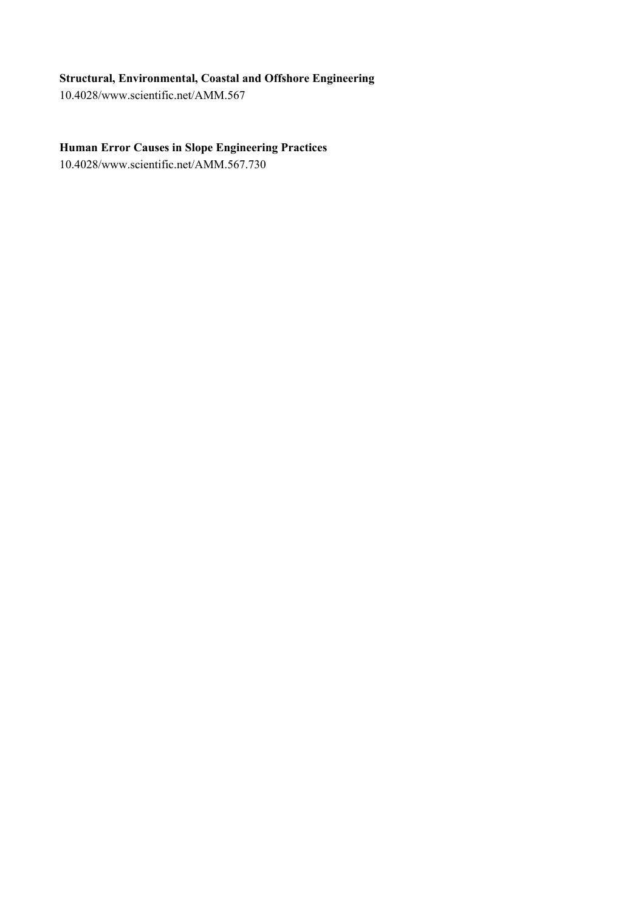**Structural, Environmental, Coastal and Offshore Engineering**
10.4028/www.scientific.net/AMM.567

**Human Error Causes in Slope Engineering Practices**
10.4028/www.scientific.net/AMM.567.730